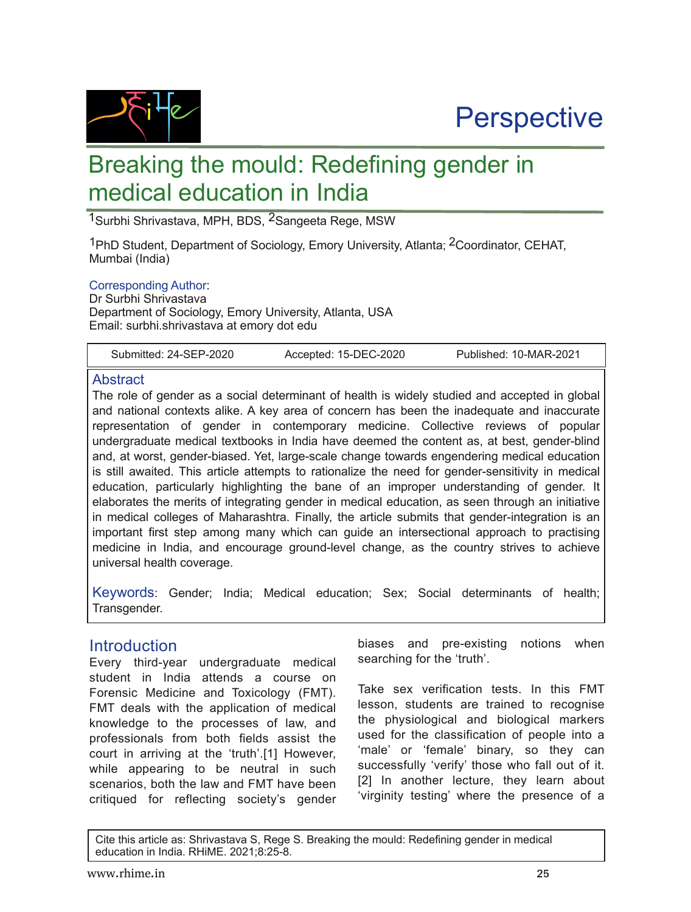Perspective

# Breaking the mould: Redefining gender in medical education in India

[1]Surbhi Shrivastava, MPH, BDS, [2]Sangeeta Rege, MSW

[1]PhD Student, Department of Sociology, Emory University, Atlanta; [2]Coordinator, CEHAT, Mumbai (India)

Corresponding Author:
Dr Surbhi Shrivastava
Department of Sociology, Emory University, Atlanta, USA
Email: surbhi.shrivastava at emory dot edu

| Submitted: 24-SEP-2020 | Accepted: 15-DEC-2020 | Published: 10-MAR-2021 |
|---|---|---|

## Abstract

The role of gender as a social determinant of health is widely studied and accepted in global and national contexts alike. A key area of concern has been the inadequate and inaccurate representation of gender in contemporary medicine. Collective reviews of popular undergraduate medical textbooks in India have deemed the content as, at best, gender-blind and, at worst, gender-biased. Yet, large-scale change towards engendering medical education is still awaited. This article attempts to rationalize the need for gender-sensitivity in medical education, particularly highlighting the bane of an improper understanding of gender. It elaborates the merits of integrating gender in medical education, as seen through an initiative in medical colleges of Maharashtra. Finally, the article submits that gender-integration is an important first step among many which can guide an intersectional approach to practising medicine in India, and encourage ground-level change, as the country strives to achieve universal health coverage.

Keywords: Gender; India; Medical education; Sex; Social determinants of health; Transgender.

## Introduction

Every third-year undergraduate medical student in India attends a course on Forensic Medicine and Toxicology (FMT). FMT deals with the application of medical knowledge to the processes of law, and professionals from both fields assist the court in arriving at the 'truth'.[1] However, while appearing to be neutral in such scenarios, both the law and FMT have been critiqued for reflecting society's gender biases and pre-existing notions when searching for the 'truth'.

Take sex verification tests. In this FMT lesson, students are trained to recognise the physiological and biological markers used for the classification of people into a 'male' or 'female' binary, so they can successfully 'verify' those who fall out of it.[2] In another lecture, they learn about 'virginity testing' where the presence of a

Cite this article as: Shrivastava S, Rege S. Breaking the mould: Redefining gender in medical education in India. RHiME. 2021;8:25-8.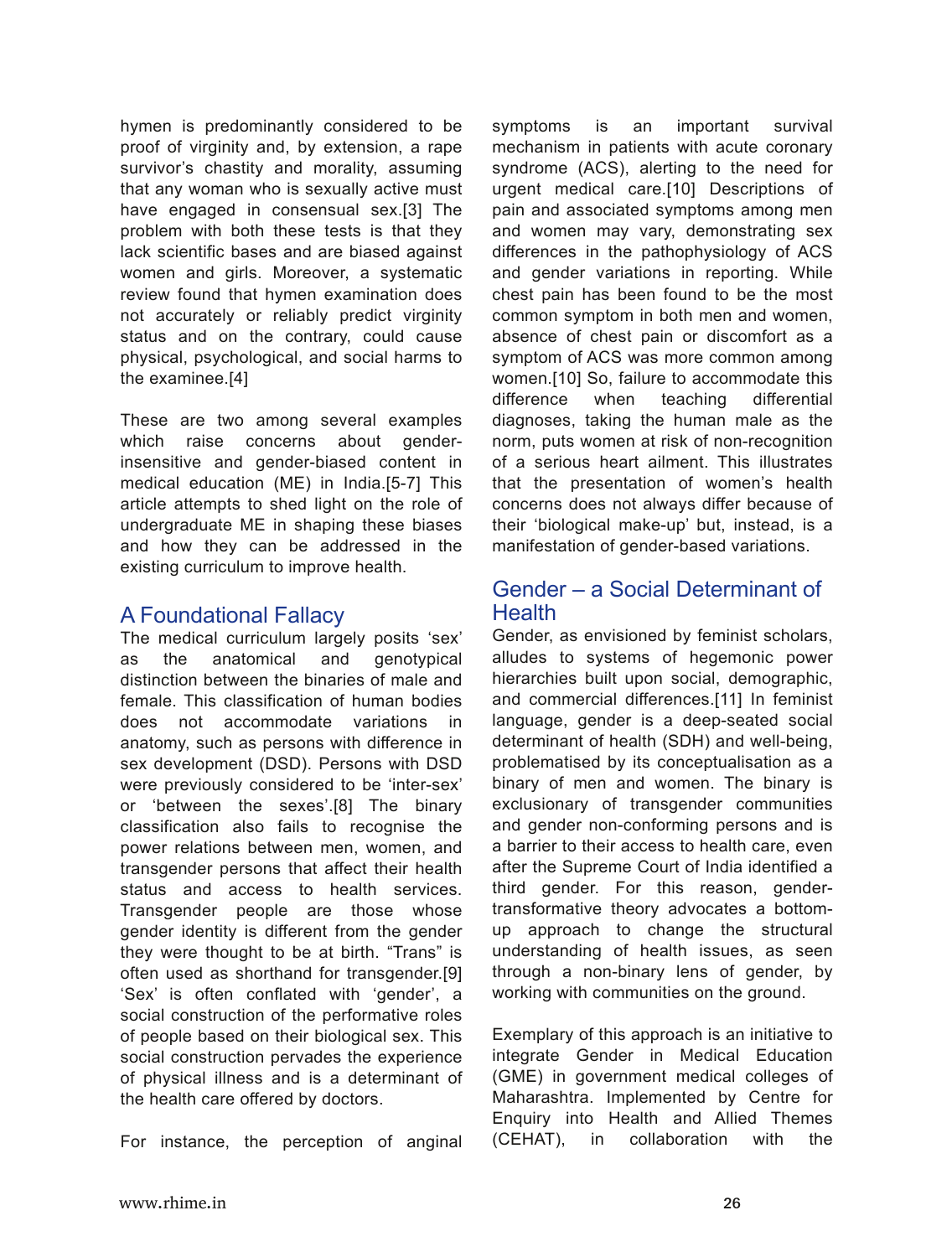hymen is predominantly considered to be proof of virginity and, by extension, a rape survivor's chastity and morality, assuming that any woman who is sexually active must have engaged in consensual sex.[3] The problem with both these tests is that they lack scientific bases and are biased against women and girls. Moreover, a systematic review found that hymen examination does not accurately or reliably predict virginity status and on the contrary, could cause physical, psychological, and social harms to the examinee.[4]

These are two among several examples which raise concerns about gender-insensitive and gender-biased content in medical education (ME) in India.[5-7] This article attempts to shed light on the role of undergraduate ME in shaping these biases and how they can be addressed in the existing curriculum to improve health.

## A Foundational Fallacy

The medical curriculum largely posits 'sex' as the anatomical and genotypical distinction between the binaries of male and female. This classification of human bodies does not accommodate variations in anatomy, such as persons with difference in sex development (DSD). Persons with DSD were previously considered to be 'inter-sex' or 'between the sexes'.[8] The binary classification also fails to recognise the power relations between men, women, and transgender persons that affect their health status and access to health services. Transgender people are those whose gender identity is different from the gender they were thought to be at birth. "Trans" is often used as shorthand for transgender.[9] 'Sex' is often conflated with 'gender', a social construction of the performative roles of people based on their biological sex. This social construction pervades the experience of physical illness and is a determinant of the health care offered by doctors.

For instance, the perception of anginal symptoms is an important survival mechanism in patients with acute coronary syndrome (ACS), alerting to the need for urgent medical care.[10] Descriptions of pain and associated symptoms among men and women may vary, demonstrating sex differences in the pathophysiology of ACS and gender variations in reporting. While chest pain has been found to be the most common symptom in both men and women, absence of chest pain or discomfort as a symptom of ACS was more common among women.[10] So, failure to accommodate this difference when teaching differential diagnoses, taking the human male as the norm, puts women at risk of non-recognition of a serious heart ailment. This illustrates that the presentation of women's health concerns does not always differ because of their 'biological make-up' but, instead, is a manifestation of gender-based variations.

## Gender – a Social Determinant of Health

Gender, as envisioned by feminist scholars, alludes to systems of hegemonic power hierarchies built upon social, demographic, and commercial differences.[11] In feminist language, gender is a deep-seated social determinant of health (SDH) and well-being, problematised by its conceptualisation as a binary of men and women. The binary is exclusionary of transgender communities and gender non-conforming persons and is a barrier to their access to health care, even after the Supreme Court of India identified a third gender. For this reason, gender-transformative theory advocates a bottom-up approach to change the structural understanding of health issues, as seen through a non-binary lens of gender, by working with communities on the ground.

Exemplary of this approach is an initiative to integrate Gender in Medical Education (GME) in government medical colleges of Maharashtra. Implemented by Centre for Enquiry into Health and Allied Themes (CEHAT), in collaboration with the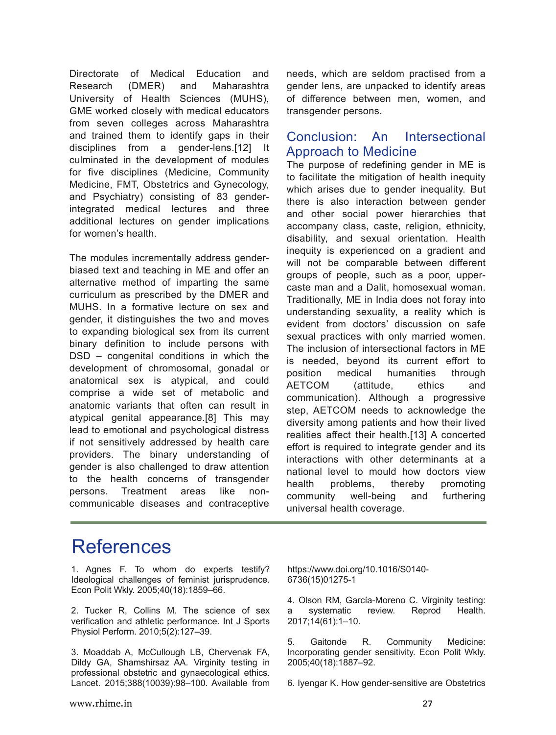Directorate of Medical Education and Research (DMER) and Maharashtra University of Health Sciences (MUHS), GME worked closely with medical educators from seven colleges across Maharashtra and trained them to identify gaps in their disciplines from a gender-lens.[12] It culminated in the development of modules for five disciplines (Medicine, Community Medicine, FMT, Obstetrics and Gynecology, and Psychiatry) consisting of 83 gender-integrated medical lectures and three additional lectures on gender implications for women's health.

The modules incrementally address gender-biased text and teaching in ME and offer an alternative method of imparting the same curriculum as prescribed by the DMER and MUHS. In a formative lecture on sex and gender, it distinguishes the two and moves to expanding biological sex from its current binary definition to include persons with DSD – congenital conditions in which the development of chromosomal, gonadal or anatomical sex is atypical, and could comprise a wide set of metabolic and anatomic variants that often can result in atypical genital appearance.[8] This may lead to emotional and psychological distress if not sensitively addressed by health care providers. The binary understanding of gender is also challenged to draw attention to the health concerns of transgender persons. Treatment areas like non-communicable diseases and contraceptive needs, which are seldom practised from a gender lens, are unpacked to identify areas of difference between men, women, and transgender persons.

## Conclusion: An Intersectional Approach to Medicine

The purpose of redefining gender in ME is to facilitate the mitigation of health inequity which arises due to gender inequality. But there is also interaction between gender and other social power hierarchies that accompany class, caste, religion, ethnicity, disability, and sexual orientation. Health inequity is experienced on a gradient and will not be comparable between different groups of people, such as a poor, upper-caste man and a Dalit, homosexual woman. Traditionally, ME in India does not foray into understanding sexuality, a reality which is evident from doctors' discussion on safe sexual practices with only married women. The inclusion of intersectional factors in ME is needed, beyond its current effort to position medical humanities through AETCOM (attitude, ethics and communication). Although a progressive step, AETCOM needs to acknowledge the diversity among patients and how their lived realities affect their health.[13] A concerted effort is required to integrate gender and its interactions with other determinants at a national level to mould how doctors view health problems, thereby promoting community well-being and furthering universal health coverage.

# References

1. Agnes F. To whom do experts testify? Ideological challenges of feminist jurisprudence. Econ Polit Wkly. 2005;40(18):1859–66.

2. Tucker R, Collins M. The science of sex verification and athletic performance. Int J Sports Physiol Perform. 2010;5(2):127–39.

3. Moaddab A, McCullough LB, Chervenak FA, Dildy GA, Shamshirsaz AA. Virginity testing in professional obstetric and gynaecological ethics. Lancet. 2015;388(10039):98–100. Available from https://www.doi.org/10.1016/S0140-6736(15)01275-1

4. Olson RM, García-Moreno C. Virginity testing: a systematic review. Reprod Health. 2017;14(61):1–10.

5. Gaitonde R. Community Medicine: Incorporating gender sensitivity. Econ Polit Wkly. 2005;40(18):1887–92.

6. Iyengar K. How gender-sensitive are Obstetrics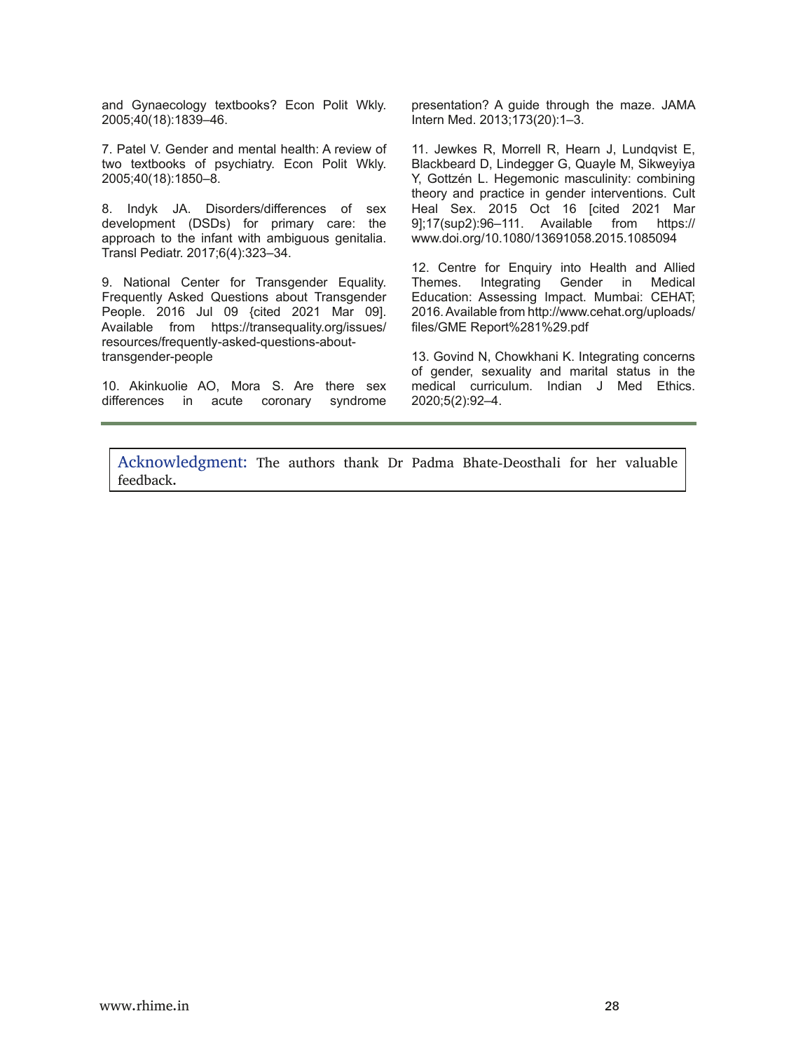and Gynaecology textbooks? Econ Polit Wkly. 2005;40(18):1839–46.

7. Patel V. Gender and mental health: A review of two textbooks of psychiatry. Econ Polit Wkly. 2005;40(18):1850–8.

8. Indyk JA. Disorders/differences of sex development (DSDs) for primary care: the approach to the infant with ambiguous genitalia. Transl Pediatr. 2017;6(4):323–34.

9. National Center for Transgender Equality. Frequently Asked Questions about Transgender People. 2016 Jul 09 {cited 2021 Mar 09]. Available from https://transequality.org/issues/resources/frequently-asked-questions-about-transgender-people

10. Akinkuolie AO, Mora S. Are there sex differences in acute coronary syndrome presentation? A guide through the maze. JAMA Intern Med. 2013;173(20):1–3.

11. Jewkes R, Morrell R, Hearn J, Lundqvist E, Blackbeard D, Lindegger G, Quayle M, Sikweyiya Y, Gottzén L. Hegemonic masculinity: combining theory and practice in gender interventions. Cult Heal Sex. 2015 Oct 16 [cited 2021 Mar 9];17(sup2):96–111. Available from https://www.doi.org/10.1080/13691058.2015.1085094

12. Centre for Enquiry into Health and Allied Themes. Integrating Gender in Medical Education: Assessing Impact. Mumbai: CEHAT; 2016. Available from http://www.cehat.org/uploads/files/GME Report%281%29.pdf

13. Govind N, Chowkhani K. Integrating concerns of gender, sexuality and marital status in the medical curriculum. Indian J Med Ethics. 2020;5(2):92–4.

**Acknowledgment:** The authors thank Dr Padma Bhate-Deosthali for her valuable feedback.